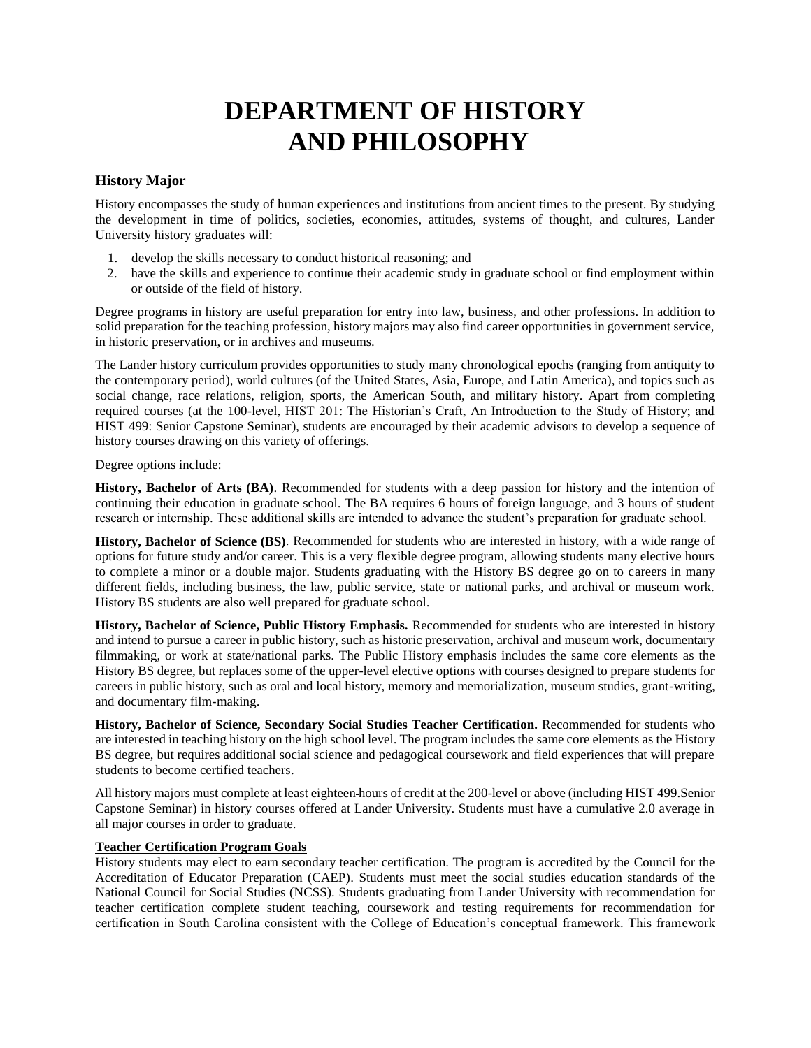# DEPARTMENT OF HISTORY AND PHILOSOPHY

### History Major

History encompasses the study of human experiences and institutions from ancient times to the present. By studying the development in time of politics, societies, economies, attitudes, systems of thought, and cultures, Lander University history graduates will:

1. develop the skills necessary to conduct historical reasoning; and
2. have the skills and experience to continue their academic study in graduate school or find employment within or outside of the field of history.

Degree programs in history are useful preparation for entry into law, business, and other professions. In addition to solid preparation for the teaching profession, history majors may also find career opportunities in government service, in historic preservation, or in archives and museums.

The Lander history curriculum provides opportunities to study many chronological epochs (ranging from antiquity to the contemporary period), world cultures (of the United States, Asia, Europe, and Latin America), and topics such as social change, race relations, religion, sports, the American South, and military history. Apart from completing required courses (at the 100-level, HIST 201: The Historian's Craft, An Introduction to the Study of History; and HIST 499: Senior Capstone Seminar), students are encouraged by their academic advisors to develop a sequence of history courses drawing on this variety of offerings.

Degree options include:

**History, Bachelor of Arts (BA)**. Recommended for students with a deep passion for history and the intention of continuing their education in graduate school. The BA requires 6 hours of foreign language, and 3 hours of student research or internship. These additional skills are intended to advance the student's preparation for graduate school.

**History, Bachelor of Science (BS)**. Recommended for students who are interested in history, with a wide range of options for future study and/or career. This is a very flexible degree program, allowing students many elective hours to complete a minor or a double major. Students graduating with the History BS degree go on to careers in many different fields, including business, the law, public service, state or national parks, and archival or museum work. History BS students are also well prepared for graduate school.

**History, Bachelor of Science, Public History Emphasis.** Recommended for students who are interested in history and intend to pursue a career in public history, such as historic preservation, archival and museum work, documentary filmmaking, or work at state/national parks. The Public History emphasis includes the same core elements as the History BS degree, but replaces some of the upper-level elective options with courses designed to prepare students for careers in public history, such as oral and local history, memory and memorialization, museum studies, grant-writing, and documentary film-making.

**History, Bachelor of Science, Secondary Social Studies Teacher Certification.** Recommended for students who are interested in teaching history on the high school level. The program includes the same core elements as the History BS degree, but requires additional social science and pedagogical coursework and field experiences that will prepare students to become certified teachers.

All history majors must complete at least eighteen hours of credit at the 200-level or above (including HIST 499.Senior Capstone Seminar) in history courses offered at Lander University. Students must have a cumulative 2.0 average in all major courses in order to graduate.

**Teacher Certification Program Goals**

History students may elect to earn secondary teacher certification. The program is accredited by the Council for the Accreditation of Educator Preparation (CAEP). Students must meet the social studies education standards of the National Council for Social Studies (NCSS). Students graduating from Lander University with recommendation for teacher certification complete student teaching, coursework and testing requirements for recommendation for certification in South Carolina consistent with the College of Education's conceptual framework. This framework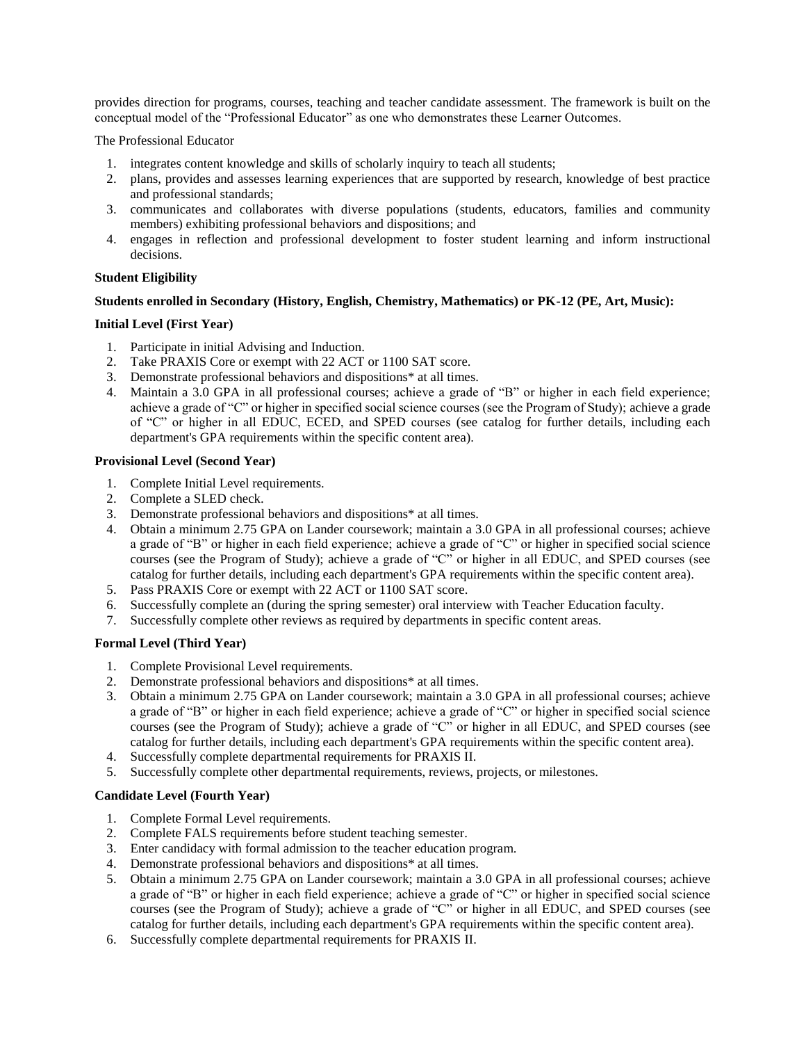provides direction for programs, courses, teaching and teacher candidate assessment. The framework is built on the conceptual model of the "Professional Educator" as one who demonstrates these Learner Outcomes.

The Professional Educator

1. integrates content knowledge and skills of scholarly inquiry to teach all students;
2. plans, provides and assesses learning experiences that are supported by research, knowledge of best practice and professional standards;
3. communicates and collaborates with diverse populations (students, educators, families and community members) exhibiting professional behaviors and dispositions; and
4. engages in reflection and professional development to foster student learning and inform instructional decisions.

**Student Eligibility**

**Students enrolled in Secondary (History, English, Chemistry, Mathematics) or PK-12 (PE, Art, Music):**

**Initial Level (First Year)**

1. Participate in initial Advising and Induction.
2. Take PRAXIS Core or exempt with 22 ACT or 1100 SAT score.
3. Demonstrate professional behaviors and dispositions* at all times.
4. Maintain a 3.0 GPA in all professional courses; achieve a grade of "B" or higher in each field experience; achieve a grade of "C" or higher in specified social science courses (see the Program of Study); achieve a grade of "C" or higher in all EDUC, ECED, and SPED courses (see catalog for further details, including each department's GPA requirements within the specific content area).

**Provisional Level (Second Year)**

1. Complete Initial Level requirements.
2. Complete a SLED check.
3. Demonstrate professional behaviors and dispositions* at all times.
4. Obtain a minimum 2.75 GPA on Lander coursework; maintain a 3.0 GPA in all professional courses; achieve a grade of "B" or higher in each field experience; achieve a grade of "C" or higher in specified social science courses (see the Program of Study); achieve a grade of "C" or higher in all EDUC, and SPED courses (see catalog for further details, including each department's GPA requirements within the specific content area).
5. Pass PRAXIS Core or exempt with 22 ACT or 1100 SAT score.
6. Successfully complete an (during the spring semester) oral interview with Teacher Education faculty.
7. Successfully complete other reviews as required by departments in specific content areas.

**Formal Level (Third Year)**

1. Complete Provisional Level requirements.
2. Demonstrate professional behaviors and dispositions* at all times.
3. Obtain a minimum 2.75 GPA on Lander coursework; maintain a 3.0 GPA in all professional courses; achieve a grade of "B" or higher in each field experience; achieve a grade of "C" or higher in specified social science courses (see the Program of Study); achieve a grade of "C" or higher in all EDUC, and SPED courses (see catalog for further details, including each department's GPA requirements within the specific content area).
4. Successfully complete departmental requirements for PRAXIS II.
5. Successfully complete other departmental requirements, reviews, projects, or milestones.

**Candidate Level (Fourth Year)**

1. Complete Formal Level requirements.
2. Complete FALS requirements before student teaching semester.
3. Enter candidacy with formal admission to the teacher education program.
4. Demonstrate professional behaviors and dispositions* at all times.
5. Obtain a minimum 2.75 GPA on Lander coursework; maintain a 3.0 GPA in all professional courses; achieve a grade of "B" or higher in each field experience; achieve a grade of "C" or higher in specified social science courses (see the Program of Study); achieve a grade of "C" or higher in all EDUC, and SPED courses (see catalog for further details, including each department's GPA requirements within the specific content area).
6. Successfully complete departmental requirements for PRAXIS II.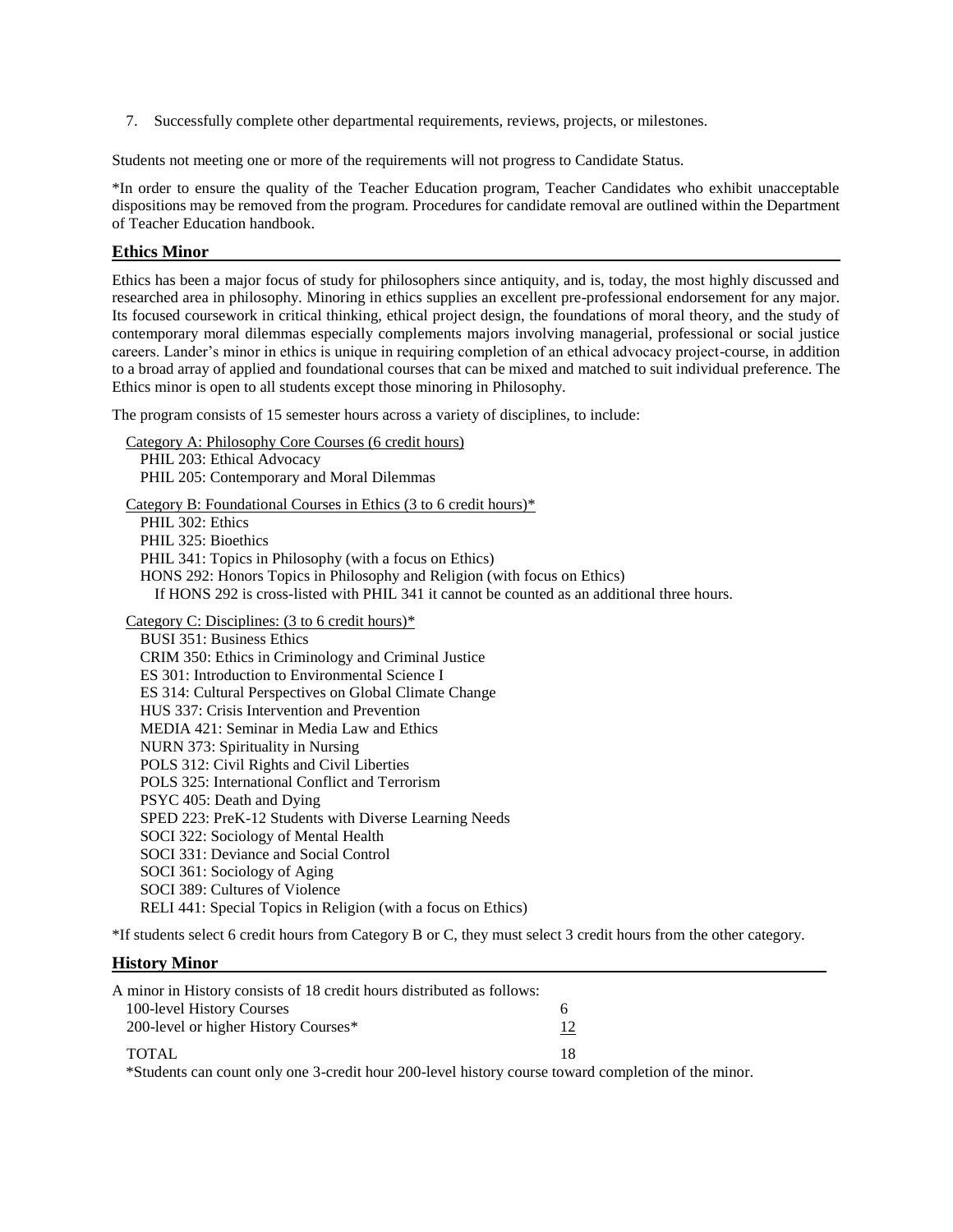7. Successfully complete other departmental requirements, reviews, projects, or milestones.

Students not meeting one or more of the requirements will not progress to Candidate Status.

*In order to ensure the quality of the Teacher Education program, Teacher Candidates who exhibit unacceptable dispositions may be removed from the program. Procedures for candidate removal are outlined within the Department of Teacher Education handbook.

## Ethics Minor

Ethics has been a major focus of study for philosophers since antiquity, and is, today, the most highly discussed and researched area in philosophy. Minoring in ethics supplies an excellent pre-professional endorsement for any major. Its focused coursework in critical thinking, ethical project design, the foundations of moral theory, and the study of contemporary moral dilemmas especially complements majors involving managerial, professional or social justice careers. Lander's minor in ethics is unique in requiring completion of an ethical advocacy project-course, in addition to a broad array of applied and foundational courses that can be mixed and matched to suit individual preference. The Ethics minor is open to all students except those minoring in Philosophy.

The program consists of 15 semester hours across a variety of disciplines, to include:

Category A: Philosophy Core Courses (6 credit hours)
- PHIL 203: Ethical Advocacy
- PHIL 205: Contemporary and Moral Dilemmas

Category B: Foundational Courses in Ethics (3 to 6 credit hours)*
- PHIL 302: Ethics
- PHIL 325: Bioethics
- PHIL 341: Topics in Philosophy (with a focus on Ethics)
- HONS 292: Honors Topics in Philosophy and Religion (with focus on Ethics)
  - If HONS 292 is cross-listed with PHIL 341 it cannot be counted as an additional three hours.

Category C: Disciplines: (3 to 6 credit hours)*
- BUSI 351: Business Ethics
- CRIM 350: Ethics in Criminology and Criminal Justice
- ES 301: Introduction to Environmental Science I
- ES 314: Cultural Perspectives on Global Climate Change
- HUS 337: Crisis Intervention and Prevention
- MEDIA 421: Seminar in Media Law and Ethics
- NURN 373: Spirituality in Nursing
- POLS 312: Civil Rights and Civil Liberties
- POLS 325: International Conflict and Terrorism
- PSYC 405: Death and Dying
- SPED 223: PreK-12 Students with Diverse Learning Needs
- SOCI 322: Sociology of Mental Health
- SOCI 331: Deviance and Social Control
- SOCI 361: Sociology of Aging
- SOCI 389: Cultures of Violence
- RELI 441: Special Topics in Religion (with a focus on Ethics)

*If students select 6 credit hours from Category B or C, they must select 3 credit hours from the other category.

## History Minor

A minor in History consists of 18 credit hours distributed as follows:

| | |
|---|---|
| 100-level History Courses | 6 |
| 200-level or higher History Courses* | 12 |
| TOTAL | 18 |

*Students can count only one 3-credit hour 200-level history course toward completion of the minor.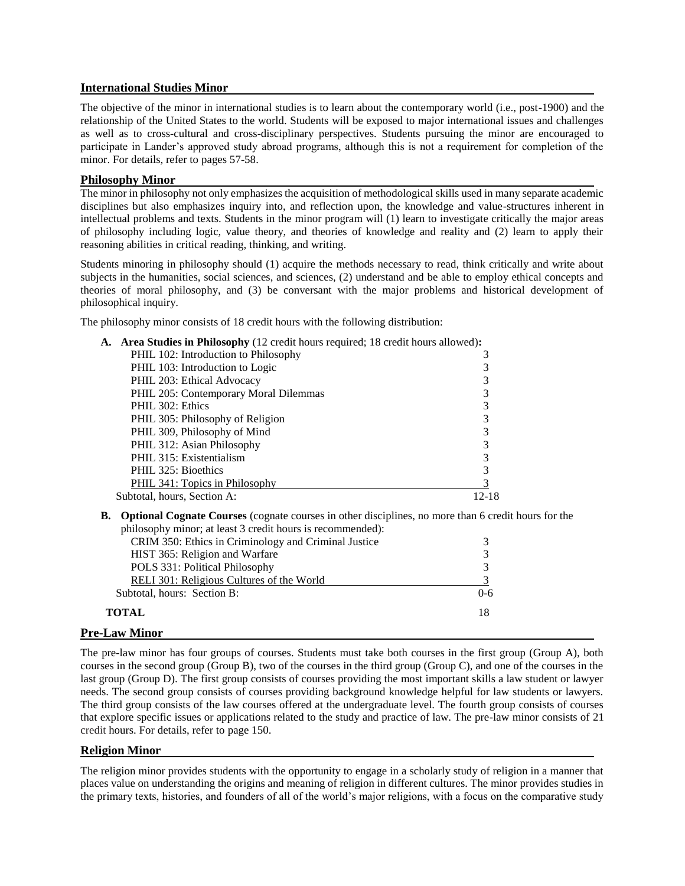## International Studies Minor

The objective of the minor in international studies is to learn about the contemporary world (i.e., post-1900) and the relationship of the United States to the world. Students will be exposed to major international issues and challenges as well as to cross-cultural and cross-disciplinary perspectives. Students pursuing the minor are encouraged to participate in Lander's approved study abroad programs, although this is not a requirement for completion of the minor. For details, refer to pages 57-58.

## Philosophy Minor

The minor in philosophy not only emphasizes the acquisition of methodological skills used in many separate academic disciplines but also emphasizes inquiry into, and reflection upon, the knowledge and value-structures inherent in intellectual problems and texts. Students in the minor program will (1) learn to investigate critically the major areas of philosophy including logic, value theory, and theories of knowledge and reality and (2) learn to apply their reasoning abilities in critical reading, thinking, and writing.

Students minoring in philosophy should (1) acquire the methods necessary to read, think critically and write about subjects in the humanities, social sciences, and sciences, (2) understand and be able to employ ethical concepts and theories of moral philosophy, and (3) be conversant with the major problems and historical development of philosophical inquiry.

The philosophy minor consists of 18 credit hours with the following distribution:

| | |
|---|---|
| **A. Area Studies in Philosophy** (12 credit hours required; 18 credit hours allowed)**:** | |
| PHIL 102: Introduction to Philosophy | 3 |
| PHIL 103: Introduction to Logic | 3 |
| PHIL 203: Ethical Advocacy | 3 |
| PHIL 205: Contemporary Moral Dilemmas | 3 |
| PHIL 302: Ethics | 3 |
| PHIL 305: Philosophy of Religion | 3 |
| PHIL 309, Philosophy of Mind | 3 |
| PHIL 312: Asian Philosophy | 3 |
| PHIL 315: Existentialism | 3 |
| PHIL 325: Bioethics | 3 |
| PHIL 341: Topics in Philosophy | 3 |
| Subtotal, hours, Section A: | 12-18 |
| **B. Optional Cognate Courses** (cognate courses in other disciplines, no more than 6 credit hours for the philosophy minor; at least 3 credit hours is recommended): | |
| CRIM 350: Ethics in Criminology and Criminal Justice | 3 |
| HIST 365: Religion and Warfare | 3 |
| POLS 331: Political Philosophy | 3 |
| RELI 301: Religious Cultures of the World | 3 |
| Subtotal, hours: Section B: | 0-6 |
| **TOTAL** | 18 |

## Pre-Law Minor

The pre-law minor has four groups of courses. Students must take both courses in the first group (Group A), both courses in the second group (Group B), two of the courses in the third group (Group C), and one of the courses in the last group (Group D). The first group consists of courses providing the most important skills a law student or lawyer needs. The second group consists of courses providing background knowledge helpful for law students or lawyers. The third group consists of the law courses offered at the undergraduate level. The fourth group consists of courses that explore specific issues or applications related to the study and practice of law. The pre-law minor consists of 21 credit hours. For details, refer to page 150.

## Religion Minor

The religion minor provides students with the opportunity to engage in a scholarly study of religion in a manner that places value on understanding the origins and meaning of religion in different cultures. The minor provides studies in the primary texts, histories, and founders of all of the world's major religions, with a focus on the comparative study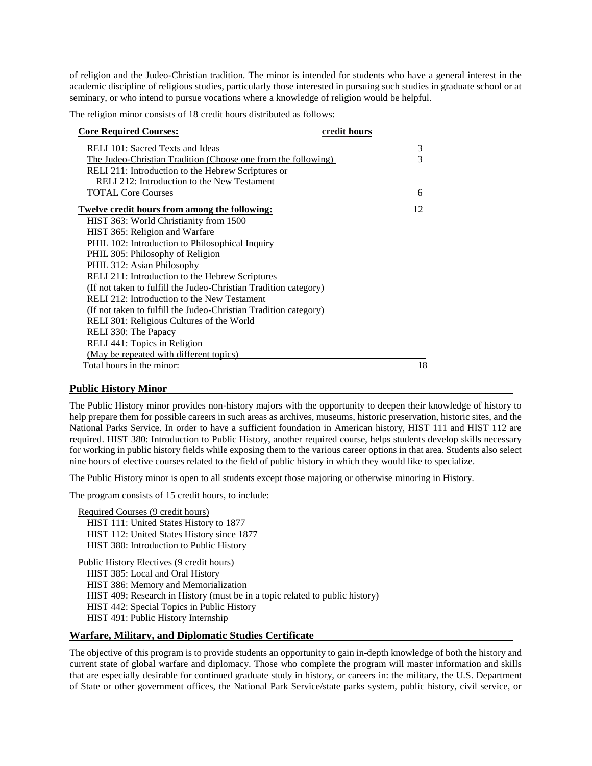of religion and the Judeo-Christian tradition. The minor is intended for students who have a general interest in the academic discipline of religious studies, particularly those interested in pursuing such studies in graduate school or at seminary, or who intend to pursue vocations where a knowledge of religion would be helpful.

The religion minor consists of 18 credit hours distributed as follows:

| **Core Required Courses:** | **credit hours** |
|---|---|
| RELI 101: Sacred Texts and Ideas | 3 |
| The Judeo-Christian Tradition (Choose one from the following) | 3 |
| RELI 211: Introduction to the Hebrew Scriptures or | |
| RELI 212: Introduction to the New Testament | |
| TOTAL Core Courses | 6 |
| **Twelve credit hours from among the following:** | 12 |
| HIST 363: World Christianity from 1500 | |
| HIST 365: Religion and Warfare | |
| PHIL 102: Introduction to Philosophical Inquiry | |
| PHIL 305: Philosophy of Religion | |
| PHIL 312: Asian Philosophy | |
| RELI 211: Introduction to the Hebrew Scriptures | |
| (If not taken to fulfill the Judeo-Christian Tradition category) | |
| RELI 212: Introduction to the New Testament | |
| (If not taken to fulfill the Judeo-Christian Tradition category) | |
| RELI 301: Religious Cultures of the World | |
| RELI 330: The Papacy | |
| RELI 441: Topics in Religion | |
| (May be repeated with different topics) | |
| Total hours in the minor: | 18 |

## Public History Minor

The Public History minor provides non-history majors with the opportunity to deepen their knowledge of history to help prepare them for possible careers in such areas as archives, museums, historic preservation, historic sites, and the National Parks Service. In order to have a sufficient foundation in American history, HIST 111 and HIST 112 are required. HIST 380: Introduction to Public History, another required course, helps students develop skills necessary for working in public history fields while exposing them to the various career options in that area. Students also select nine hours of elective courses related to the field of public history in which they would like to specialize.

The Public History minor is open to all students except those majoring or otherwise minoring in History.

The program consists of 15 credit hours, to include:

Required Courses (9 credit hours)

- HIST 111: United States History to 1877
- HIST 112: United States History since 1877
- HIST 380: Introduction to Public History

Public History Electives (9 credit hours)

- HIST 385: Local and Oral History
- HIST 386: Memory and Memorialization
- HIST 409: Research in History (must be in a topic related to public history)
- HIST 442: Special Topics in Public History
- HIST 491: Public History Internship

## Warfare, Military, and Diplomatic Studies Certificate

The objective of this program is to provide students an opportunity to gain in-depth knowledge of both the history and current state of global warfare and diplomacy. Those who complete the program will master information and skills that are especially desirable for continued graduate study in history, or careers in: the military, the U.S. Department of State or other government offices, the National Park Service/state parks system, public history, civil service, or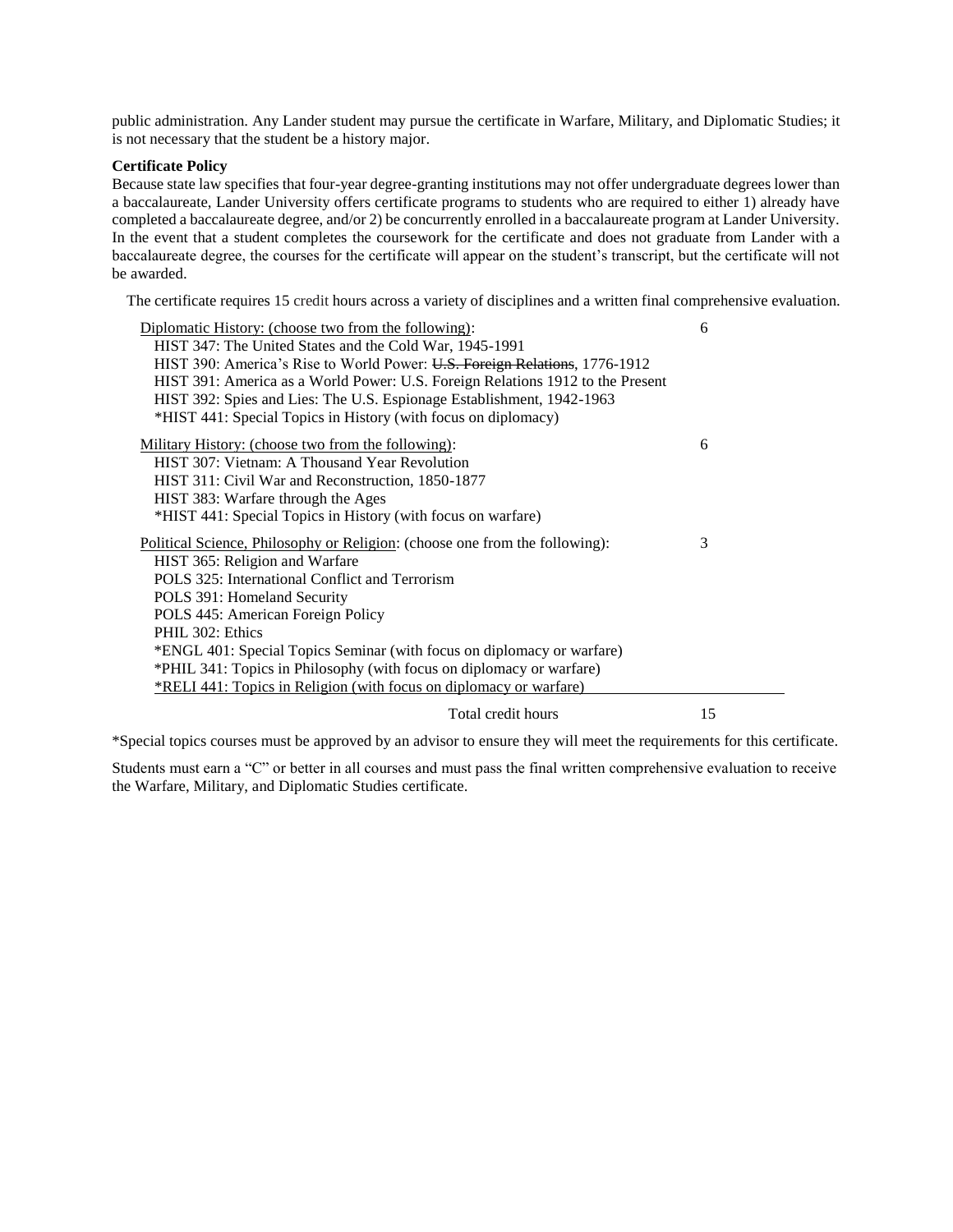public administration. Any Lander student may pursue the certificate in Warfare, Military, and Diplomatic Studies; it is not necessary that the student be a history major.

**Certificate Policy**

Because state law specifies that four-year degree-granting institutions may not offer undergraduate degrees lower than a baccalaureate, Lander University offers certificate programs to students who are required to either 1) already have completed a baccalaureate degree, and/or 2) be concurrently enrolled in a baccalaureate program at Lander University. In the event that a student completes the coursework for the certificate and does not graduate from Lander with a baccalaureate degree, the courses for the certificate will appear on the student's transcript, but the certificate will not be awarded.

The certificate requires 15 credit hours across a variety of disciplines and a written final comprehensive evaluation.

| Course | Hours |
|---|---|
| Diplomatic History: (choose two from the following): | 6 |
| HIST 347: The United States and the Cold War, 1945-1991 | |
| HIST 390: America's Rise to World Power: ~~U.S. Foreign Relations~~, 1776-1912 | |
| HIST 391: America as a World Power: U.S. Foreign Relations 1912 to the Present | |
| HIST 392: Spies and Lies: The U.S. Espionage Establishment, 1942-1963 | |
| *HIST 441: Special Topics in History (with focus on diplomacy) | |
| Military History: (choose two from the following): | 6 |
| HIST 307: Vietnam: A Thousand Year Revolution | |
| HIST 311: Civil War and Reconstruction, 1850-1877 | |
| HIST 383: Warfare through the Ages | |
| *HIST 441: Special Topics in History (with focus on warfare) | |
| Political Science, Philosophy or Religion: (choose one from the following): | 3 |
| HIST 365: Religion and Warfare | |
| POLS 325: International Conflict and Terrorism | |
| POLS 391: Homeland Security | |
| POLS 445: American Foreign Policy | |
| PHIL 302: Ethics | |
| *ENGL 401: Special Topics Seminar (with focus on diplomacy or warfare) | |
| *PHIL 341: Topics in Philosophy (with focus on diplomacy or warfare) | |
| *RELI 441: Topics in Religion (with focus on diplomacy or warfare) | |
| Total credit hours | 15 |

*Special topics courses must be approved by an advisor to ensure they will meet the requirements for this certificate.

Students must earn a "C" or better in all courses and must pass the final written comprehensive evaluation to receive the Warfare, Military, and Diplomatic Studies certificate.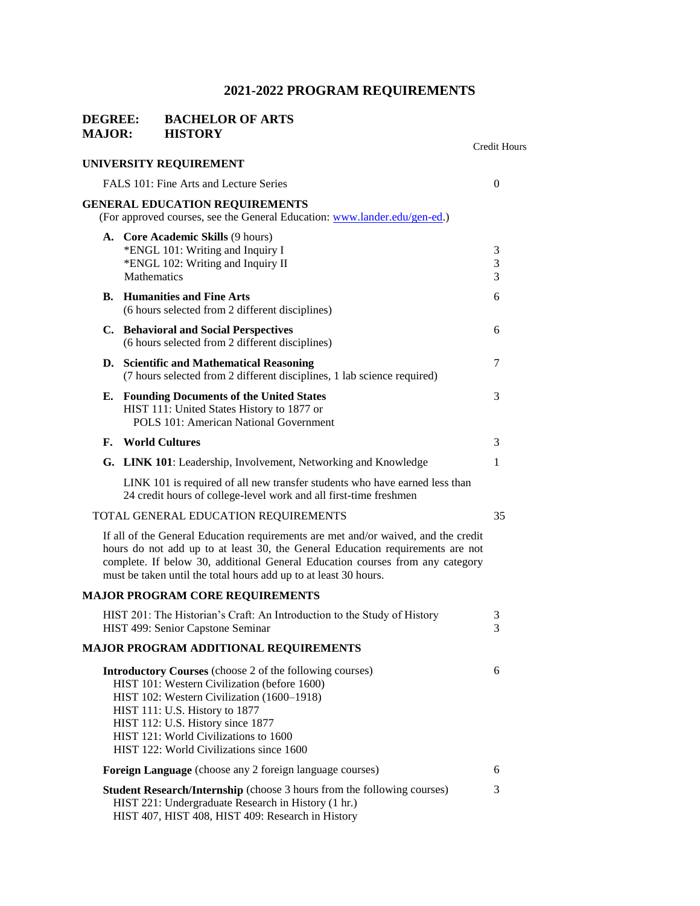# 2021-2022 PROGRAM REQUIREMENTS

**DEGREE: BACHELOR OF ARTS**
**MAJOR: HISTORY**

| | Credit Hours |
|---|---|
| **UNIVERSITY REQUIREMENT** | |
| FALS 101: Fine Arts and Lecture Series | 0 |
| **GENERAL EDUCATION REQUIREMENTS** (For approved courses, see the General Education: www.lander.edu/gen-ed.) | |
| **A. Core Academic Skills** (9 hours) | |
| *ENGL 101: Writing and Inquiry I | 3 |
| *ENGL 102: Writing and Inquiry II | 3 |
| Mathematics | 3 |
| **B. Humanities and Fine Arts** (6 hours selected from 2 different disciplines) | 6 |
| **C. Behavioral and Social Perspectives** (6 hours selected from 2 different disciplines) | 6 |
| **D. Scientific and Mathematical Reasoning** (7 hours selected from 2 different disciplines, 1 lab science required) | 7 |
| **E. Founding Documents of the United States** HIST 111: United States History to 1877 or POLS 101: American National Government | 3 |
| **F. World Cultures** | 3 |
| **G. LINK 101**: Leadership, Involvement, Networking and Knowledge | 1 |
| LINK 101 is required of all new transfer students who have earned less than 24 credit hours of college-level work and all first-time freshmen | |
| TOTAL GENERAL EDUCATION REQUIREMENTS | 35 |

If all of the General Education requirements are met and/or waived, and the credit hours do not add up to at least 30, the General Education requirements are not complete. If below 30, additional General Education courses from any category must be taken until the total hours add up to at least 30 hours.

| | Credit Hours |
|---|---|
| **MAJOR PROGRAM CORE REQUIREMENTS** | |
| HIST 201: The Historian's Craft: An Introduction to the Study of History | 3 |
| HIST 499: Senior Capstone Seminar | 3 |
| **MAJOR PROGRAM ADDITIONAL REQUIREMENTS** | |
| **Introductory Courses** (choose 2 of the following courses) | 6 |
| HIST 101: Western Civilization (before 1600) | |
| HIST 102: Western Civilization (1600–1918) | |
| HIST 111: U.S. History to 1877 | |
| HIST 112: U.S. History since 1877 | |
| HIST 121: World Civilizations to 1600 | |
| HIST 122: World Civilizations since 1600 | |
| **Foreign Language** (choose any 2 foreign language courses) | 6 |
| **Student Research/Internship** (choose 3 hours from the following courses) | 3 |
| HIST 221: Undergraduate Research in History (1 hr.) | |
| HIST 407, HIST 408, HIST 409: Research in History | |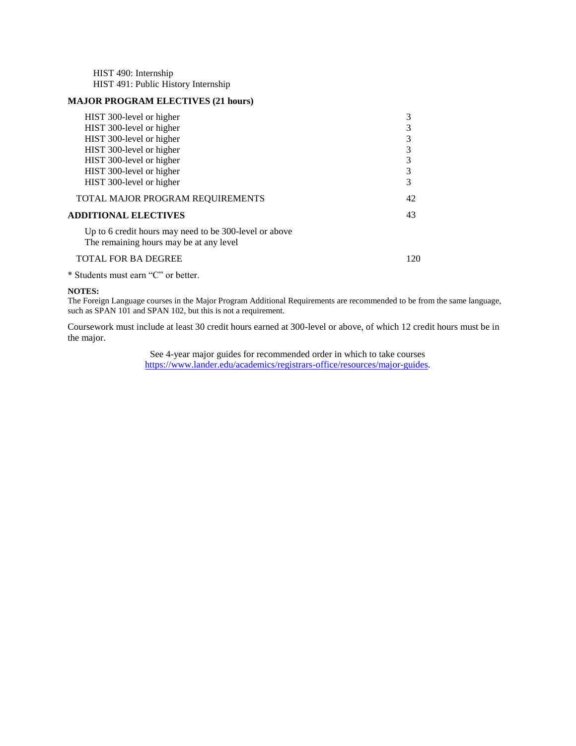HIST 490: Internship
HIST 491: Public History Internship

**MAJOR PROGRAM ELECTIVES (21 hours)**

| | |
|---|---|
| HIST 300-level or higher | 3 |
| HIST 300-level or higher | 3 |
| HIST 300-level or higher | 3 |
| HIST 300-level or higher | 3 |
| HIST 300-level or higher | 3 |
| HIST 300-level or higher | 3 |
| HIST 300-level or higher | 3 |
| TOTAL MAJOR PROGRAM REQUIREMENTS | 42 |
| **ADDITIONAL ELECTIVES** | 43 |
| Up to 6 credit hours may need to be 300-level or above<br>The remaining hours may be at any level | |
| TOTAL FOR BA DEGREE | 120 |

* Students must earn “C” or better.

**NOTES:**
The Foreign Language courses in the Major Program Additional Requirements are recommended to be from the same language, such as SPAN 101 and SPAN 102, but this is not a requirement.

Coursework must include at least 30 credit hours earned at 300-level or above, of which 12 credit hours must be in the major.

See 4-year major guides for recommended order in which to take courses
[https://www.lander.edu/academics/registrars-office/resources/major-guides](https://www.lander.edu/academics/registrars-office/resources/major-guides).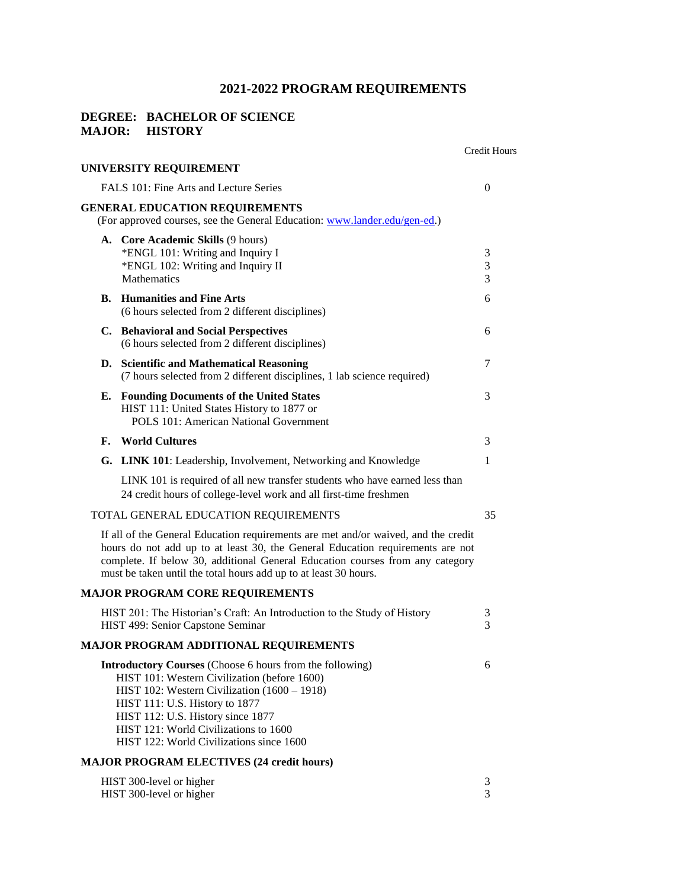# 2021-2022 PROGRAM REQUIREMENTS

## DEGREE: BACHELOR OF SCIENCE
## MAJOR: HISTORY

| | Credit Hours |
|---|---|
| **UNIVERSITY REQUIREMENT** | |
| FALS 101: Fine Arts and Lecture Series | 0 |
| **GENERAL EDUCATION REQUIREMENTS** (For approved courses, see the General Education: [www.lander.edu/gen-ed](www.lander.edu/gen-ed).) | |
| **A. Core Academic Skills** (9 hours) | |
| *ENGL 101: Writing and Inquiry I | 3 |
| *ENGL 102: Writing and Inquiry II | 3 |
| Mathematics | 3 |
| **B. Humanities and Fine Arts** (6 hours selected from 2 different disciplines) | 6 |
| **C. Behavioral and Social Perspectives** (6 hours selected from 2 different disciplines) | 6 |
| **D. Scientific and Mathematical Reasoning** (7 hours selected from 2 different disciplines, 1 lab science required) | 7 |
| **E. Founding Documents of the United States** HIST 111: United States History to 1877 or POLS 101: American National Government | 3 |
| **F. World Cultures** | 3 |
| **G. LINK 101**: Leadership, Involvement, Networking and Knowledge | 1 |
| LINK 101 is required of all new transfer students who have earned less than 24 credit hours of college-level work and all first-time freshmen | |
| TOTAL GENERAL EDUCATION REQUIREMENTS | 35 |

If all of the General Education requirements are met and/or waived, and the credit hours do not add up to at least 30, the General Education requirements are not complete. If below 30, additional General Education courses from any category must be taken until the total hours add up to at least 30 hours.

| | |
|---|---|
| **MAJOR PROGRAM CORE REQUIREMENTS** | |
| HIST 201: The Historian's Craft: An Introduction to the Study of History | 3 |
| HIST 499: Senior Capstone Seminar | 3 |
| **MAJOR PROGRAM ADDITIONAL REQUIREMENTS** | |
| **Introductory Courses** (Choose 6 hours from the following) | 6 |
| HIST 101: Western Civilization (before 1600) | |
| HIST 102: Western Civilization (1600 – 1918) | |
| HIST 111: U.S. History to 1877 | |
| HIST 112: U.S. History since 1877 | |
| HIST 121: World Civilizations to 1600 | |
| HIST 122: World Civilizations since 1600 | |
| **MAJOR PROGRAM ELECTIVES (24 credit hours)** | |
| HIST 300-level or higher | 3 |
| HIST 300-level or higher | 3 |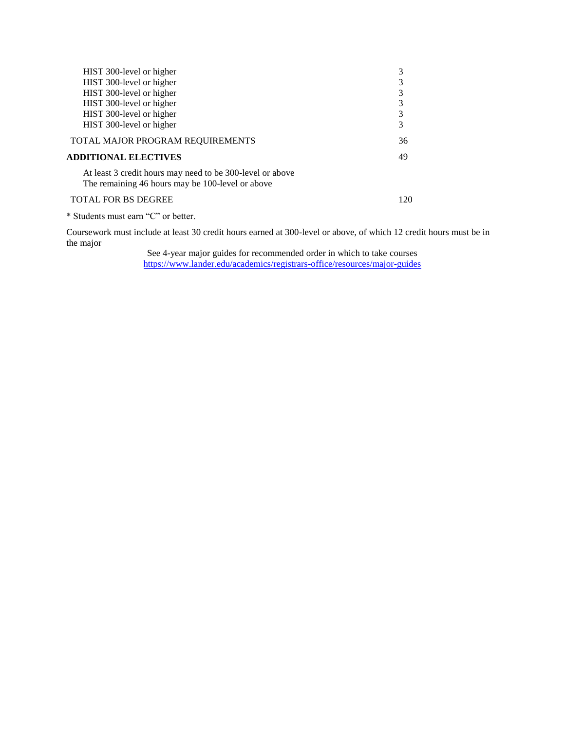| | |
|---|---|
| HIST 300-level or higher | 3 |
| HIST 300-level or higher | 3 |
| HIST 300-level or higher | 3 |
| HIST 300-level or higher | 3 |
| HIST 300-level or higher | 3 |
| HIST 300-level or higher | 3 |
| TOTAL MAJOR PROGRAM REQUIREMENTS | 36 |
| **ADDITIONAL ELECTIVES** | 49 |
| At least 3 credit hours may need to be 300-level or above<br>The remaining 46 hours may be 100-level or above | |
| TOTAL FOR BS DEGREE | 120 |

* Students must earn "C" or better.

Coursework must include at least 30 credit hours earned at 300-level or above, of which 12 credit hours must be in the major

See 4-year major guides for recommended order in which to take courses
https://www.lander.edu/academics/registrars-office/resources/major-guides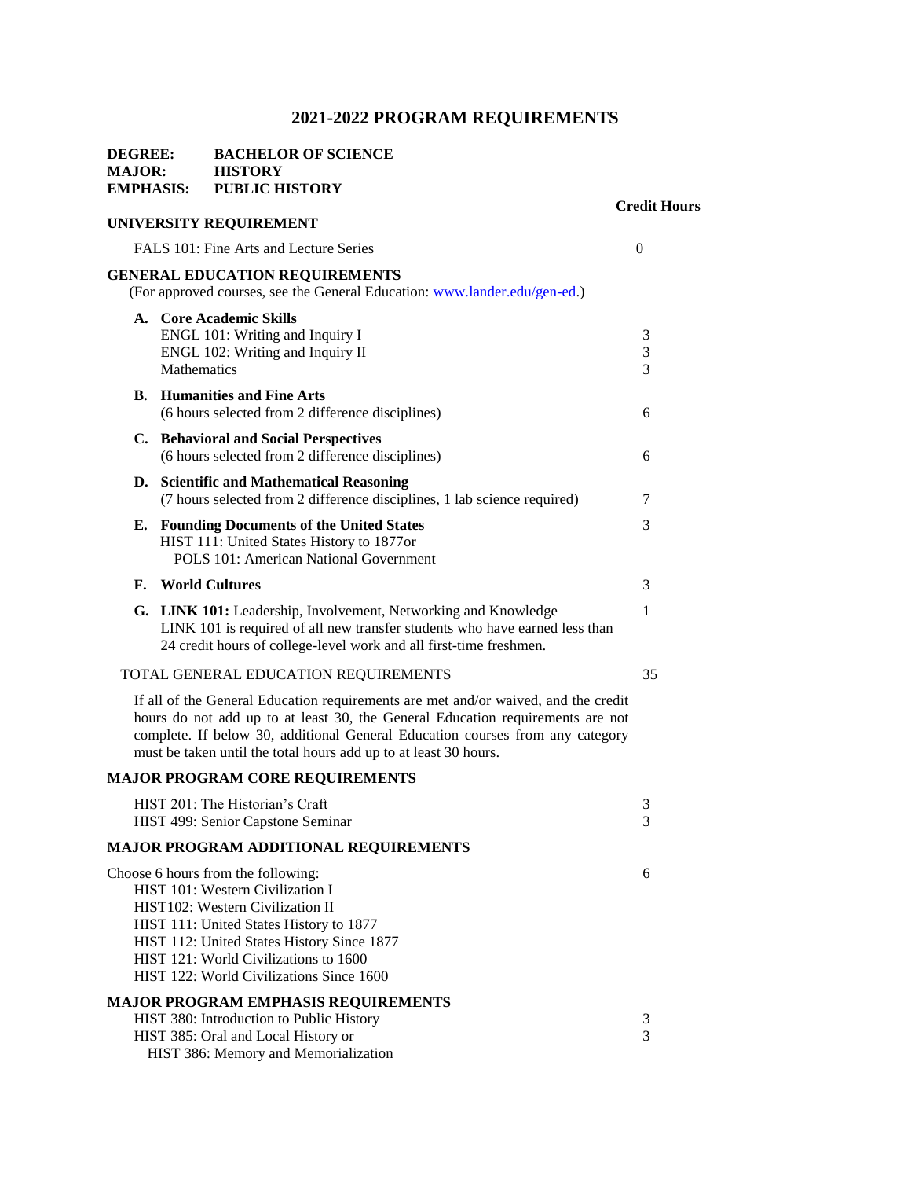# 2021-2022 PROGRAM REQUIREMENTS

**DEGREE:** BACHELOR OF SCIENCE
**MAJOR:** HISTORY
**EMPHASIS:** PUBLIC HISTORY

| | Credit Hours |
|---|---|
| **UNIVERSITY REQUIREMENT** | |
| FALS 101: Fine Arts and Lecture Series | 0 |
| **GENERAL EDUCATION REQUIREMENTS** (For approved courses, see the General Education: www.lander.edu/gen-ed.) | |
| **A. Core Academic Skills** | |
| ENGL 101: Writing and Inquiry I | 3 |
| ENGL 102: Writing and Inquiry II | 3 |
| Mathematics | 3 |
| **B. Humanities and Fine Arts** (6 hours selected from 2 difference disciplines) | 6 |
| **C. Behavioral and Social Perspectives** (6 hours selected from 2 difference disciplines) | 6 |
| **D. Scientific and Mathematical Reasoning** (7 hours selected from 2 difference disciplines, 1 lab science required) | 7 |
| **E. Founding Documents of the United States** HIST 111: United States History to 1877or POLS 101: American National Government | 3 |
| **F. World Cultures** | 3 |
| **G. LINK 101:** Leadership, Involvement, Networking and Knowledge. LINK 101 is required of all new transfer students who have earned less than 24 credit hours of college-level work and all first-time freshmen. | 1 |
| TOTAL GENERAL EDUCATION REQUIREMENTS | 35 |

If all of the General Education requirements are met and/or waived, and the credit hours do not add up to at least 30, the General Education requirements are not complete. If below 30, additional General Education courses from any category must be taken until the total hours add up to at least 30 hours.

| | Credit Hours |
|---|---|
| **MAJOR PROGRAM CORE REQUIREMENTS** | |
| HIST 201: The Historian's Craft | 3 |
| HIST 499: Senior Capstone Seminar | 3 |
| **MAJOR PROGRAM ADDITIONAL REQUIREMENTS** | |
| Choose 6 hours from the following: HIST 101: Western Civilization I; HIST102: Western Civilization II; HIST 111: United States History to 1877; HIST 112: United States History Since 1877; HIST 121: World Civilizations to 1600; HIST 122: World Civilizations Since 1600 | 6 |
| **MAJOR PROGRAM EMPHASIS REQUIREMENTS** | |
| HIST 380: Introduction to Public History | 3 |
| HIST 385: Oral and Local History or HIST 386: Memory and Memorialization | 3 |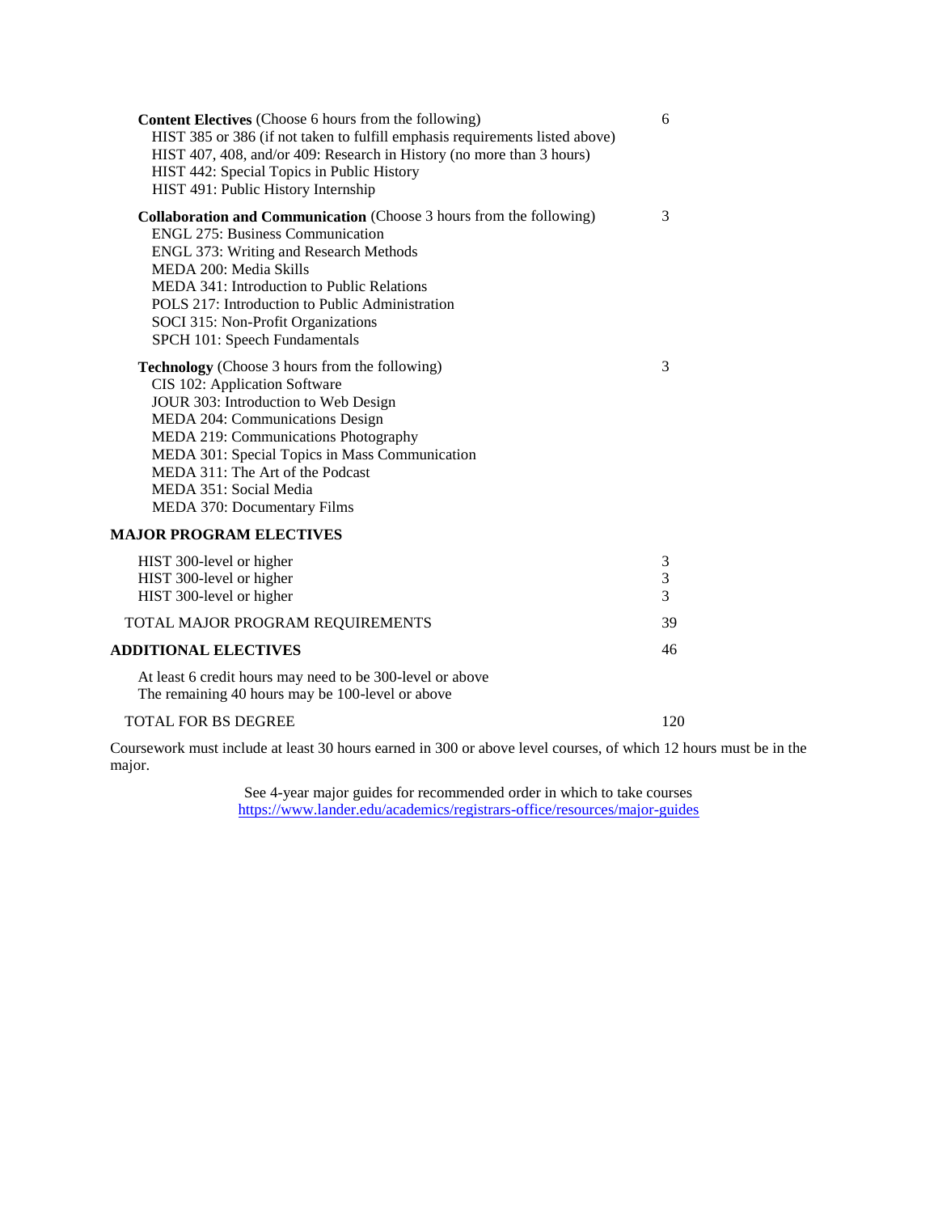| | |
|---|---|
| **Content Electives** (Choose 6 hours from the following) | 6 |
| HIST 385 or 386 (if not taken to fulfill emphasis requirements listed above) | |
| HIST 407, 408, and/or 409: Research in History (no more than 3 hours) | |
| HIST 442: Special Topics in Public History | |
| HIST 491: Public History Internship | |
| **Collaboration and Communication** (Choose 3 hours from the following) | 3 |
| ENGL 275: Business Communication | |
| ENGL 373: Writing and Research Methods | |
| MEDA 200: Media Skills | |
| MEDA 341: Introduction to Public Relations | |
| POLS 217: Introduction to Public Administration | |
| SOCI 315: Non-Profit Organizations | |
| SPCH 101: Speech Fundamentals | |
| **Technology** (Choose 3 hours from the following) | 3 |
| CIS 102: Application Software | |
| JOUR 303: Introduction to Web Design | |
| MEDA 204: Communications Design | |
| MEDA 219: Communications Photography | |
| MEDA 301: Special Topics in Mass Communication | |
| MEDA 311: The Art of the Podcast | |
| MEDA 351: Social Media | |
| MEDA 370: Documentary Films | |
| **MAJOR PROGRAM ELECTIVES** | |
| HIST 300-level or higher | 3 |
| HIST 300-level or higher | 3 |
| HIST 300-level or higher | 3 |
| TOTAL MAJOR PROGRAM REQUIREMENTS | 39 |
| **ADDITIONAL ELECTIVES** | 46 |
| At least 6 credit hours may need to be 300-level or above | |
| The remaining 40 hours may be 100-level or above | |
| TOTAL FOR BS DEGREE | 120 |

Coursework must include at least 30 hours earned in 300 or above level courses, of which 12 hours must be in the major.

See 4-year major guides for recommended order in which to take courses
https://www.lander.edu/academics/registrars-office/resources/major-guides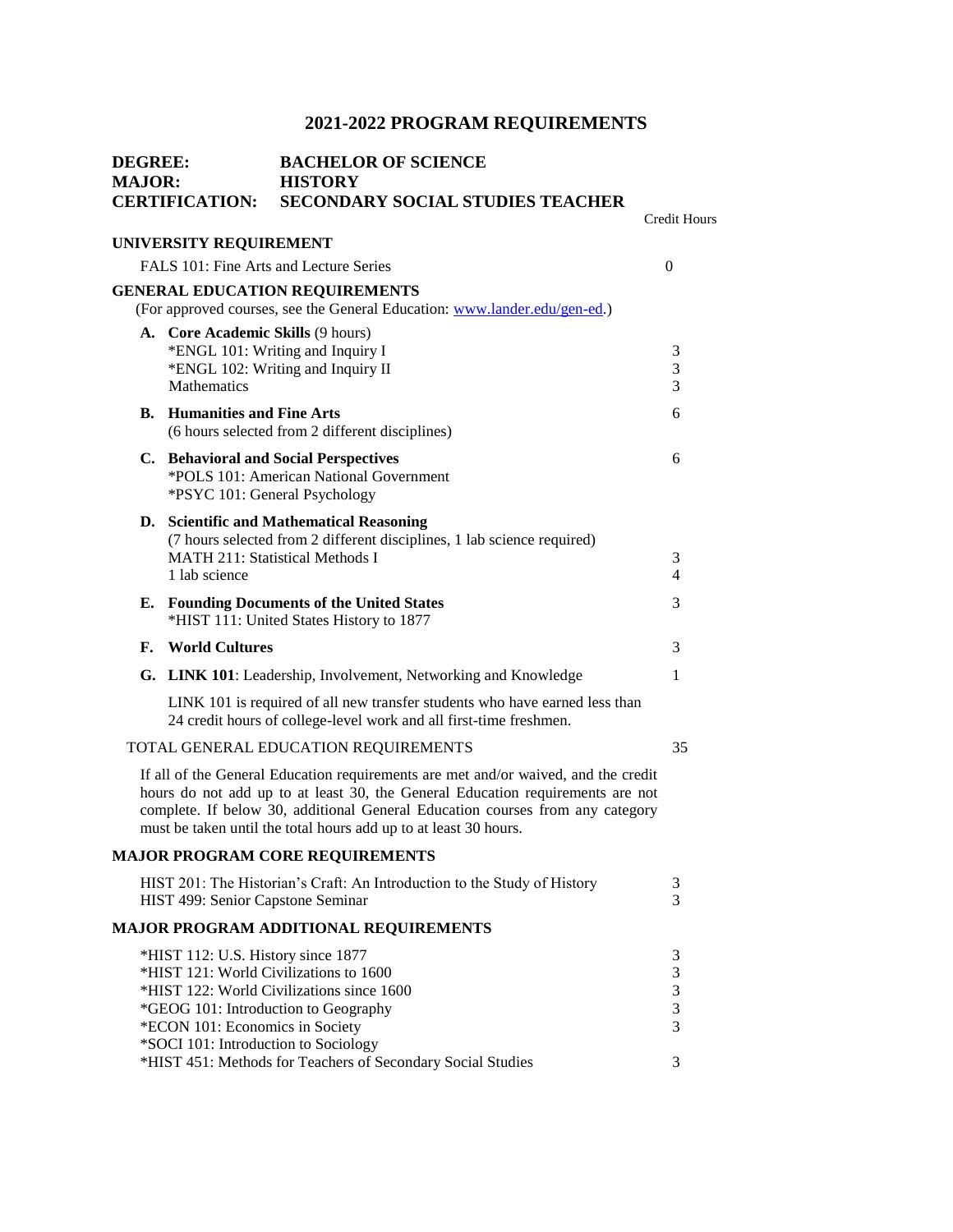# 2021-2022 PROGRAM REQUIREMENTS

**DEGREE:** BACHELOR OF SCIENCE
**MAJOR:** HISTORY
**CERTIFICATION:** SECONDARY SOCIAL STUDIES TEACHER

| | Credit Hours |
|---|---|
| **UNIVERSITY REQUIREMENT** | |
| FALS 101: Fine Arts and Lecture Series | 0 |
| **GENERAL EDUCATION REQUIREMENTS** | |
| (For approved courses, see the General Education: [www.lander.edu/gen-ed](http://www.lander.edu/gen-ed).) | |
| **A. Core Academic Skills** (9 hours) | |
| *ENGL 101: Writing and Inquiry I | 3 |
| *ENGL 102: Writing and Inquiry II | 3 |
| Mathematics | 3 |
| **B. Humanities and Fine Arts** (6 hours selected from 2 different disciplines) | 6 |
| **C. Behavioral and Social Perspectives** | 6 |
| *POLS 101: American National Government | |
| *PSYC 101: General Psychology | |
| **D. Scientific and Mathematical Reasoning** (7 hours selected from 2 different disciplines, 1 lab science required) | |
| MATH 211: Statistical Methods I | 3 |
| 1 lab science | 4 |
| **E. Founding Documents of the United States** | 3 |
| *HIST 111: United States History to 1877 | |
| **F. World Cultures** | 3 |
| **G. LINK 101**: Leadership, Involvement, Networking and Knowledge | 1 |
| LINK 101 is required of all new transfer students who have earned less than 24 credit hours of college-level work and all first-time freshmen. | |
| TOTAL GENERAL EDUCATION REQUIREMENTS | 35 |

If all of the General Education requirements are met and/or waived, and the credit hours do not add up to at least 30, the General Education requirements are not complete. If below 30, additional General Education courses from any category must be taken until the total hours add up to at least 30 hours.

| | |
|---|---|
| **MAJOR PROGRAM CORE REQUIREMENTS** | |
| HIST 201: The Historian's Craft: An Introduction to the Study of History | 3 |
| HIST 499: Senior Capstone Seminar | 3 |
| **MAJOR PROGRAM ADDITIONAL REQUIREMENTS** | |
| *HIST 112: U.S. History since 1877 | 3 |
| *HIST 121: World Civilizations to 1600 | 3 |
| *HIST 122: World Civilizations since 1600 | 3 |
| *GEOG 101: Introduction to Geography | 3 |
| *ECON 101: Economics in Society | 3 |
| *SOCI 101: Introduction to Sociology | |
| *HIST 451: Methods for Teachers of Secondary Social Studies | 3 |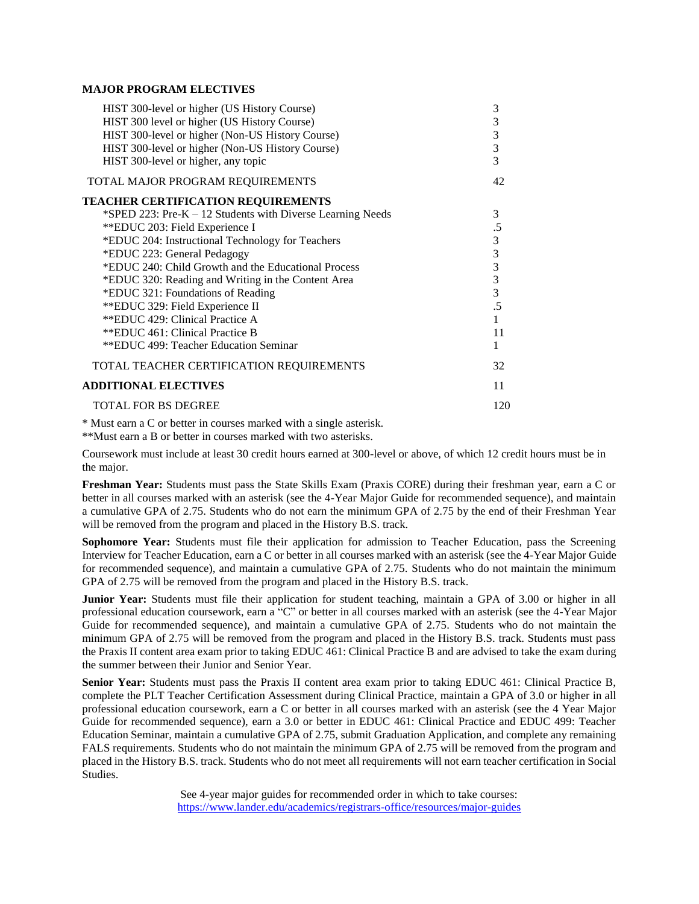**MAJOR PROGRAM ELECTIVES**

| | |
|---|---|
| HIST 300-level or higher (US History Course) | 3 |
| HIST 300 level or higher (US History Course) | 3 |
| HIST 300-level or higher (Non-US History Course) | 3 |
| HIST 300-level or higher (Non-US History Course) | 3 |
| HIST 300-level or higher, any topic | 3 |
| TOTAL MAJOR PROGRAM REQUIREMENTS | 42 |
| **TEACHER CERTIFICATION REQUIREMENTS** | |
| *SPED 223: Pre-K – 12 Students with Diverse Learning Needs | 3 |
| **EDUC 203: Field Experience I | .5 |
| *EDUC 204: Instructional Technology for Teachers | 3 |
| *EDUC 223: General Pedagogy | 3 |
| *EDUC 240: Child Growth and the Educational Process | 3 |
| *EDUC 320: Reading and Writing in the Content Area | 3 |
| *EDUC 321: Foundations of Reading | 3 |
| **EDUC 329: Field Experience II | .5 |
| **EDUC 429: Clinical Practice A | 1 |
| **EDUC 461: Clinical Practice B | 11 |
| **EDUC 499: Teacher Education Seminar | 1 |
| TOTAL TEACHER CERTIFICATION REQUIREMENTS | 32 |
| **ADDITIONAL ELECTIVES** | 11 |
| TOTAL FOR BS DEGREE | 120 |

\* Must earn a C or better in courses marked with a single asterisk.

**Must earn a B or better in courses marked with two asterisks.

Coursework must include at least 30 credit hours earned at 300-level or above, of which 12 credit hours must be in the major.

**Freshman Year:** Students must pass the State Skills Exam (Praxis CORE) during their freshman year, earn a C or better in all courses marked with an asterisk (see the 4-Year Major Guide for recommended sequence), and maintain a cumulative GPA of 2.75. Students who do not earn the minimum GPA of 2.75 by the end of their Freshman Year will be removed from the program and placed in the History B.S. track.

**Sophomore Year:** Students must file their application for admission to Teacher Education, pass the Screening Interview for Teacher Education, earn a C or better in all courses marked with an asterisk (see the 4-Year Major Guide for recommended sequence), and maintain a cumulative GPA of 2.75. Students who do not maintain the minimum GPA of 2.75 will be removed from the program and placed in the History B.S. track.

**Junior Year:** Students must file their application for student teaching, maintain a GPA of 3.00 or higher in all professional education coursework, earn a "C" or better in all courses marked with an asterisk (see the 4-Year Major Guide for recommended sequence), and maintain a cumulative GPA of 2.75. Students who do not maintain the minimum GPA of 2.75 will be removed from the program and placed in the History B.S. track. Students must pass the Praxis II content area exam prior to taking EDUC 461: Clinical Practice B and are advised to take the exam during the summer between their Junior and Senior Year.

**Senior Year:** Students must pass the Praxis II content area exam prior to taking EDUC 461: Clinical Practice B, complete the PLT Teacher Certification Assessment during Clinical Practice, maintain a GPA of 3.0 or higher in all professional education coursework, earn a C or better in all courses marked with an asterisk (see the 4 Year Major Guide for recommended sequence), earn a 3.0 or better in EDUC 461: Clinical Practice and EDUC 499: Teacher Education Seminar, maintain a cumulative GPA of 2.75, submit Graduation Application, and complete any remaining FALS requirements. Students who do not maintain the minimum GPA of 2.75 will be removed from the program and placed in the History B.S. track. Students who do not meet all requirements will not earn teacher certification in Social Studies.

See 4-year major guides for recommended order in which to take courses:
https://www.lander.edu/academics/registrars-office/resources/major-guides